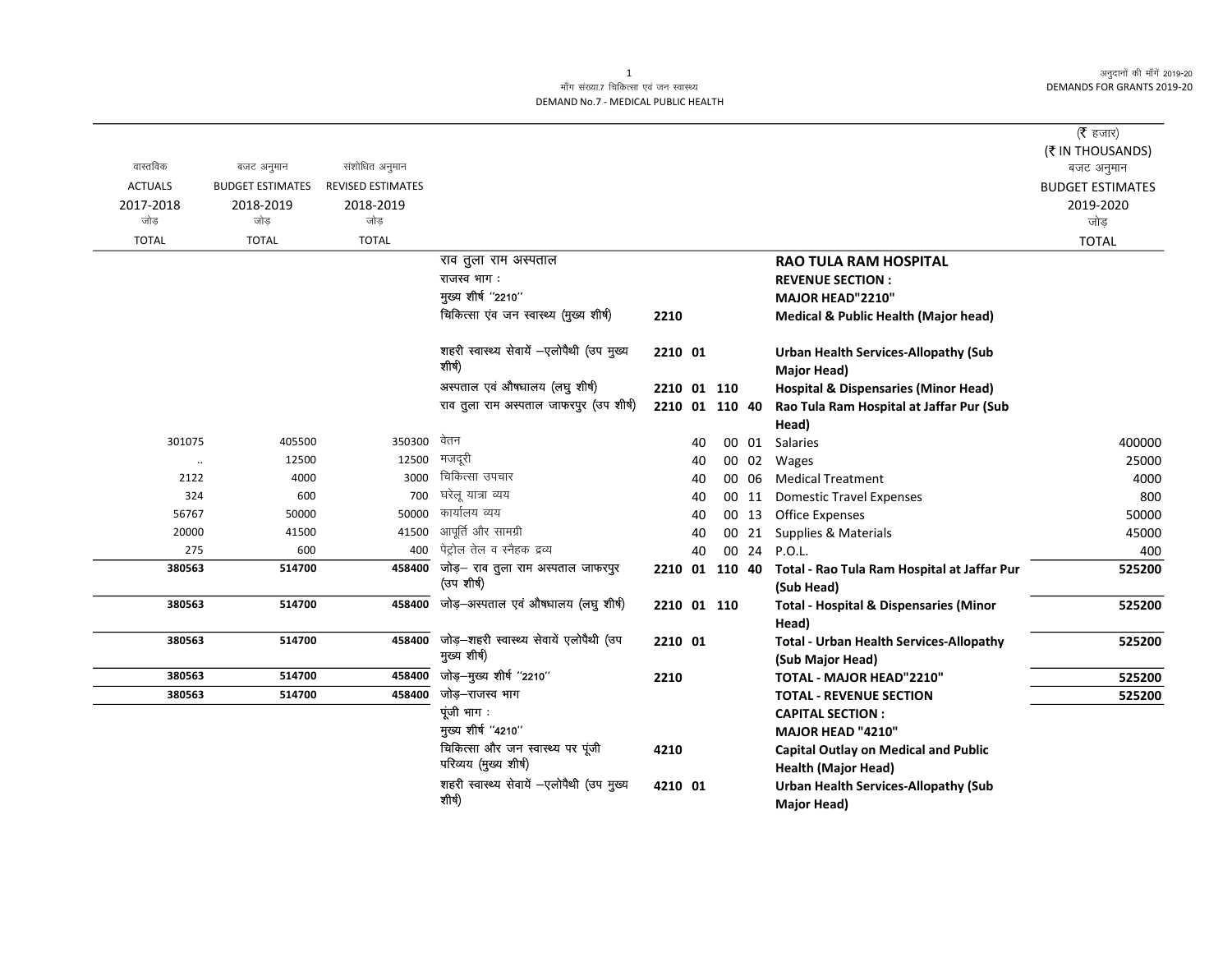माँग संख्या.7 चिकित्सा एवं जन स्वास्थ्य
DEMAND No.7 - MEDICAL PUBLIC HEALTH

अनुदानों की माँगें 2019-20
DEMANDS FOR GRANTS 2019-20

(₹ हजार)
(₹ IN THOUSANDS)

| वास्तविक ACTUALS 2017-2018 जोड़ TOTAL | बजट अनुमान BUDGET ESTIMATES 2018-2019 जोड़ TOTAL | संशोधित अनुमान REVISED ESTIMATES 2018-2019 जोड़ TOTAL | | | | | | | बजट अनुमान BUDGET ESTIMATES 2019-2020 जोड़ TOTAL |
|---|---|---|---|---|---|---|---|---|---|
| | | | राव तुला राम अस्पताल | | | | | **RAO TULA RAM HOSPITAL** | |
| | | | राजस्व भाग : | | | | | **REVENUE SECTION :** | |
| | | | मुख्य शीर्ष ''2210'' | | | | | **MAJOR HEAD"2210"** | |
| | | | चिकित्सा एंव जन स्वास्थ्य (मुख्य शीर्ष) | 2210 | | | | **Medical & Public Health (Major head)** | |
| | | | शहरी स्वास्थ्य सेवायें –एलोपैथी (उप मुख्य शीर्ष) | 2210 01 | | | | **Urban Health Services-Allopathy (Sub Major Head)** | |
| | | | अस्पताल एवं औषधालय (लघु शीर्ष) | 2210 01 110 | | | | **Hospital & Dispensaries (Minor Head)** | |
| | | | राव तुला राम अस्पताल जाफरपुर (उप शीर्ष) | 2210 01 110 40 | | | | **Rao Tula Ram Hospital at Jaffar Pur (Sub Head)** | |
| 301075 | 405500 | 350300 | वेतन | | 40 | 00 | 01 | Salaries | 400000 |
| .. | 12500 | 12500 | मजदूरी | | 40 | 00 | 02 | Wages | 25000 |
| 2122 | 4000 | 3000 | चिकित्सा उपचार | | 40 | 00 | 06 | Medical Treatment | 4000 |
| 324 | 600 | 700 | घरेलू यात्रा व्यय | | 40 | 00 | 11 | Domestic Travel Expenses | 800 |
| 56767 | 50000 | 50000 | कार्यालय व्यय | | 40 | 00 | 13 | Office Expenses | 50000 |
| 20000 | 41500 | 41500 | आपूर्ति और सामग्री | | 40 | 00 | 21 | Supplies & Materials | 45000 |
| 275 | 600 | 400 | पेट्रोल तेल व स्नैहक द्रव्य | | 40 | 00 | 24 | P.O.L. | 400 |
| **380563** | **514700** | **458400** | जोड़– राव तुला राम अस्पताल जाफरपुर (उप शीर्ष) | 2210 01 110 40 | | | | **Total - Rao Tula Ram Hospital at Jaffar Pur (Sub Head)** | **525200** |
| **380563** | **514700** | **458400** | जोड़–अस्पताल एवं औषधालय (लघु शीर्ष) | 2210 01 110 | | | | **Total - Hospital & Dispensaries (Minor Head)** | **525200** |
| **380563** | **514700** | **458400** | जोड़–शहरी स्वास्थ्य सेवायें एलोपैथी (उप मुख्य शीर्ष) | 2210 01 | | | | **Total - Urban Health Services-Allopathy (Sub Major Head)** | **525200** |
| **380563** | **514700** | **458400** | जोड़–मुख्य शीर्ष ''2210'' | 2210 | | | | **TOTAL - MAJOR HEAD"2210"** | **525200** |
| **380563** | **514700** | **458400** | जोड़–राजस्व भाग | | | | | **TOTAL - REVENUE SECTION** | **525200** |
| | | | पूंजी भाग : | | | | | **CAPITAL SECTION :** | |
| | | | मुख्य शीर्ष ''4210'' | | | | | **MAJOR HEAD "4210"** | |
| | | | चिकित्सा और जन स्वास्थ्य पर पूंजी परिव्यय (मुख्य शीर्ष) | 4210 | | | | **Capital Outlay on Medical and Public Health (Major Head)** | |
| | | | शहरी स्वास्थ्य सेवायें –एलोपैथी (उप मुख्य शीर्ष) | 4210 01 | | | | **Urban Health Services-Allopathy (Sub Major Head)** | |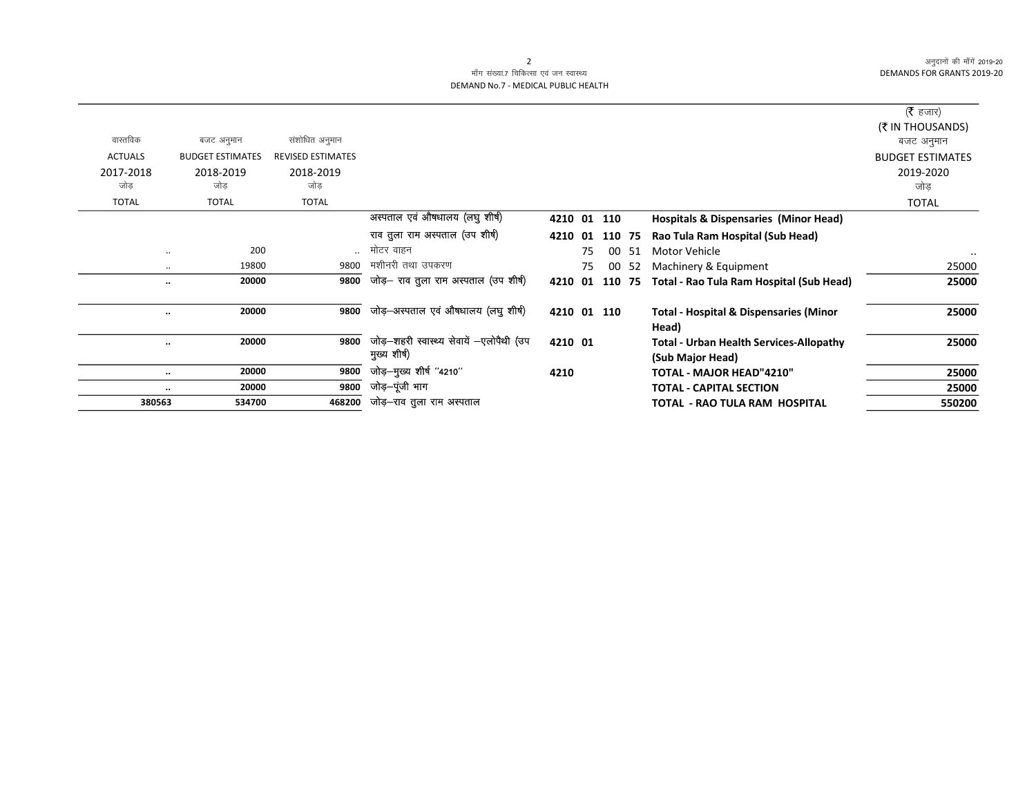माँग संख्या.7 चिकित्सा एवं जन स्वास्थ्य

DEMAND No.7 - MEDICAL PUBLIC HEALTH

अनुदानों की माँगें 2019-20

DEMANDS FOR GRANTS 2019-20

(₹ हजार)
(₹ IN THOUSANDS)

| वास्तविक ACTUALS 2017-2018 जोड़ TOTAL | बजट अनुमान BUDGET ESTIMATES 2018-2019 जोड़ TOTAL | संशोधित अनुमान REVISED ESTIMATES 2018-2019 जोड़ TOTAL | | | | | | | बजट अनुमान BUDGET ESTIMATES 2019-2020 जोड़ TOTAL |
|---|---|---|---|---|---|---|---|---|---|
| | | | अस्पताल एवं औषधालय (लघु शीर्ष) | 4210 | 01 | 110 | | **Hospitals & Dispensaries (Minor Head)** | |
| | | | राव तुला राम अस्पताल (उप शीर्ष) | 4210 | 01 | 110 | 75 | **Rao Tula Ram Hospital (Sub Head)** | |
| .. | 200 | .. | मोटर वाहन | | 75 | 00 | 51 | Motor Vehicle | .. |
| .. | 19800 | 9800 | मशीनरी तथा उपकरण | | 75 | 00 | 52 | Machinery & Equipment | 25000 |
| **..** | **20000** | **9800** | जोड़– राव तुला राम अस्पताल (उप शीर्ष) | 4210 | 01 | 110 | 75 | **Total - Rao Tula Ram Hospital (Sub Head)** | **25000** |
| **..** | **20000** | **9800** | जोड़–अस्पताल एवं औषधालय (लघु शीर्ष) | 4210 | 01 | 110 | | **Total - Hospital & Dispensaries (Minor Head)** | **25000** |
| **..** | **20000** | **9800** | जोड़–शहरी स्वास्थ्य सेवायें –एलोपैथी (उप मुख्य शीर्ष) | 4210 | 01 | | | **Total - Urban Health Services-Allopathy (Sub Major Head)** | **25000** |
| **..** | **20000** | **9800** | जोड़–मुख्य शीर्ष "4210" | 4210 | | | | **TOTAL - MAJOR HEAD"4210"** | **25000** |
| **..** | **20000** | **9800** | जोड़–पूंजी भाग | | | | | **TOTAL - CAPITAL SECTION** | **25000** |
| **380563** | **534700** | **468200** | जोड़–राव तुला राम अस्पताल | | | | | **TOTAL - RAO TULA RAM HOSPITAL** | **550200** |